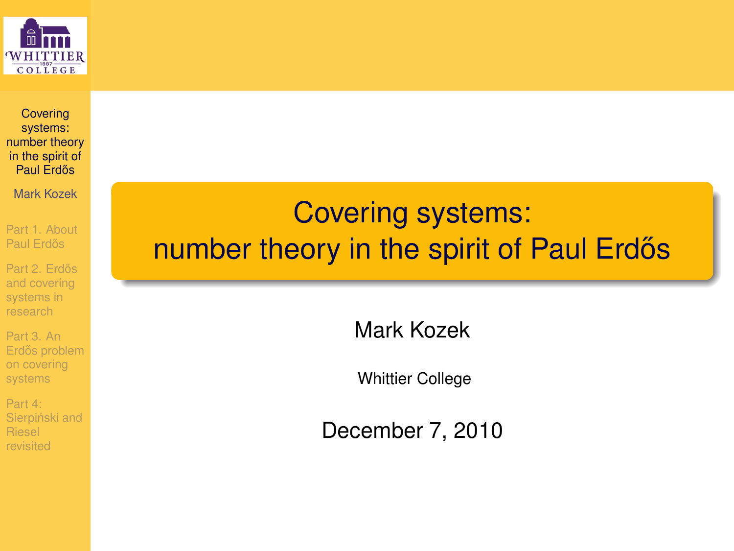# Covering systems: number theory in the spirit of Paul Erdős

Mark Kozek

Whittier College

December 7, 2010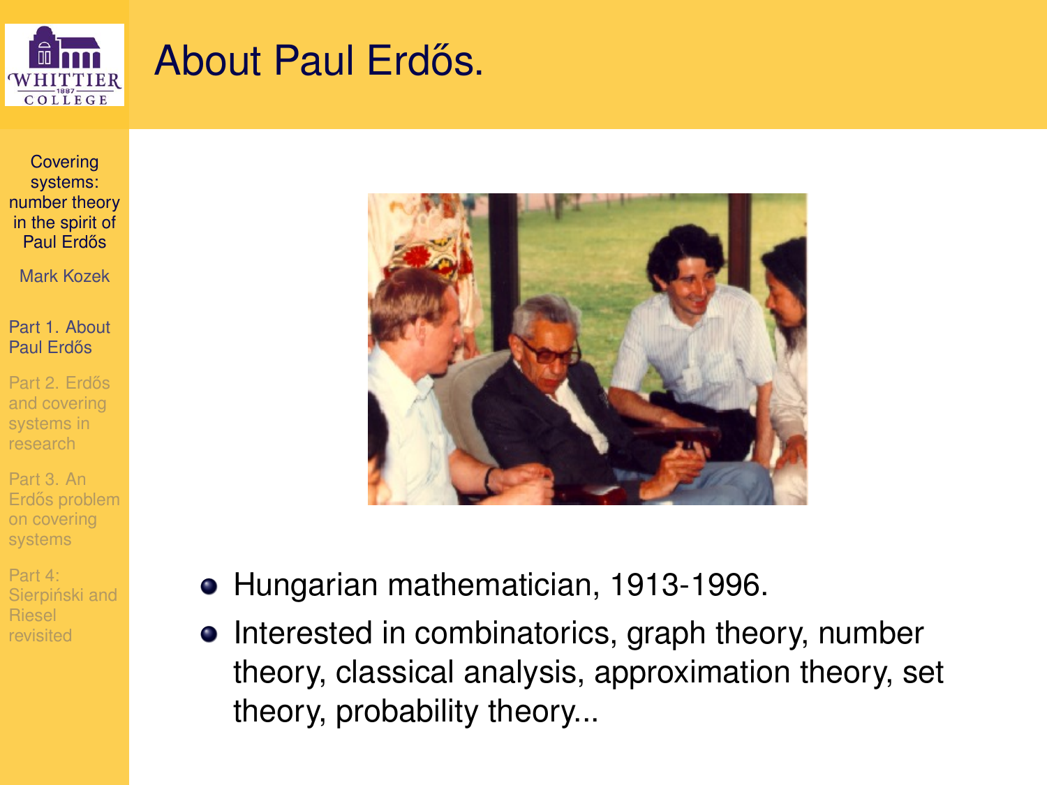# About Paul Erdős.

- Hungarian mathematician, 1913-1996.
- Interested in combinatorics, graph theory, number theory, classical analysis, approximation theory, set theory, probability theory...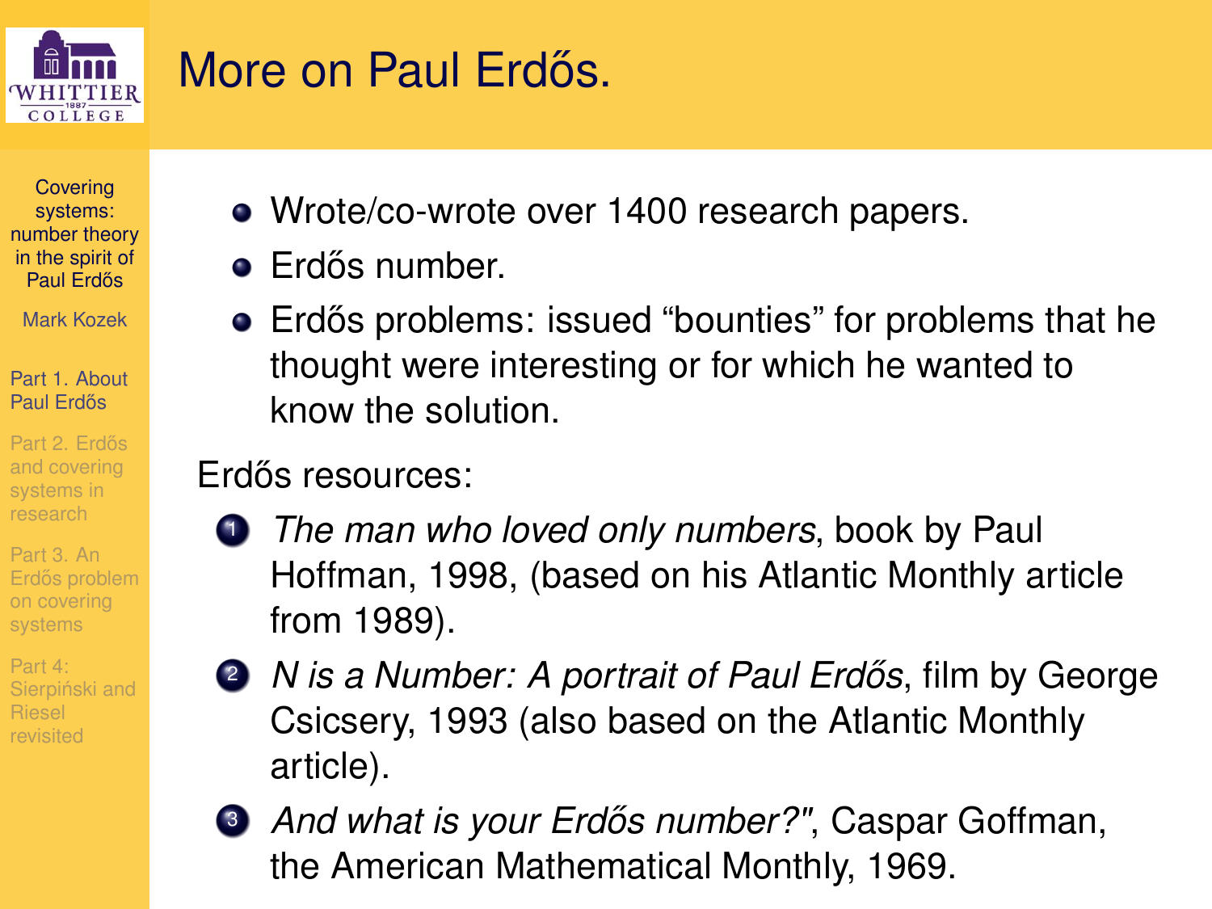# More on Paul Erdős.

- Wrote/co-wrote over 1400 research papers.
- Erdős number.
- Erdős problems: issued "bounties" for problems that he thought were interesting or for which he wanted to know the solution.

Erdős resources:

1. *The man who loved only numbers*, book by Paul Hoffman, 1998, (based on his Atlantic Monthly article from 1989).
2. *N is a Number: A portrait of Paul Erdős*, film by George Csicsery, 1993 (also based on the Atlantic Monthly article).
3. *And what is your Erdős number?"*, Caspar Goffman, the American Mathematical Monthly, 1969.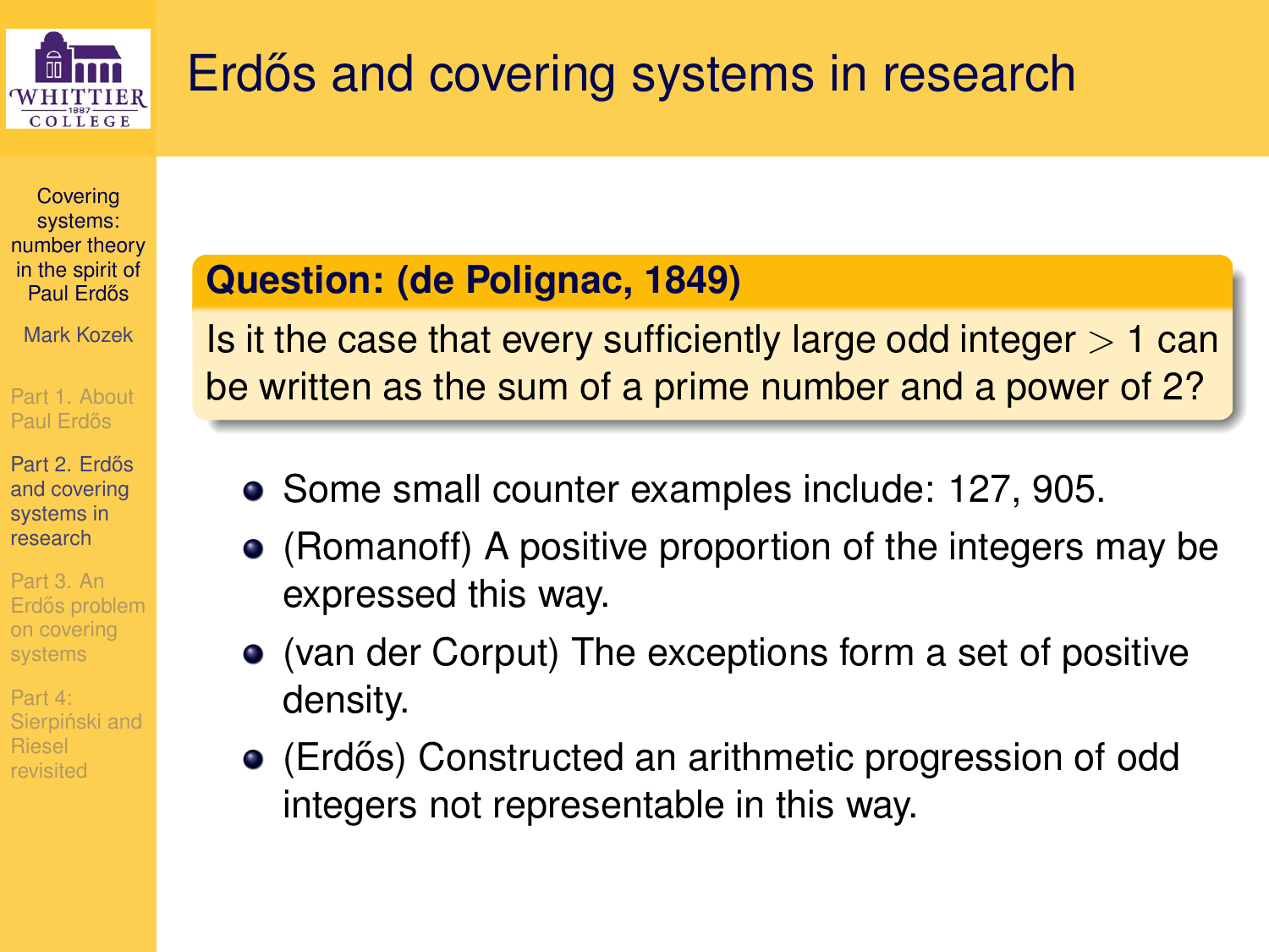# Erdős and covering systems in research

**Question: (de Polignac, 1849)**

Is it the case that every sufficiently large odd integer $> 1$ can be written as the sum of a prime number and a power of 2?

- Some small counter examples include: 127, 905.
- (Romanoff) A positive proportion of the integers may be expressed this way.
- (van der Corput) The exceptions form a set of positive density.
- (Erdős) Constructed an arithmetic progression of odd integers not representable in this way.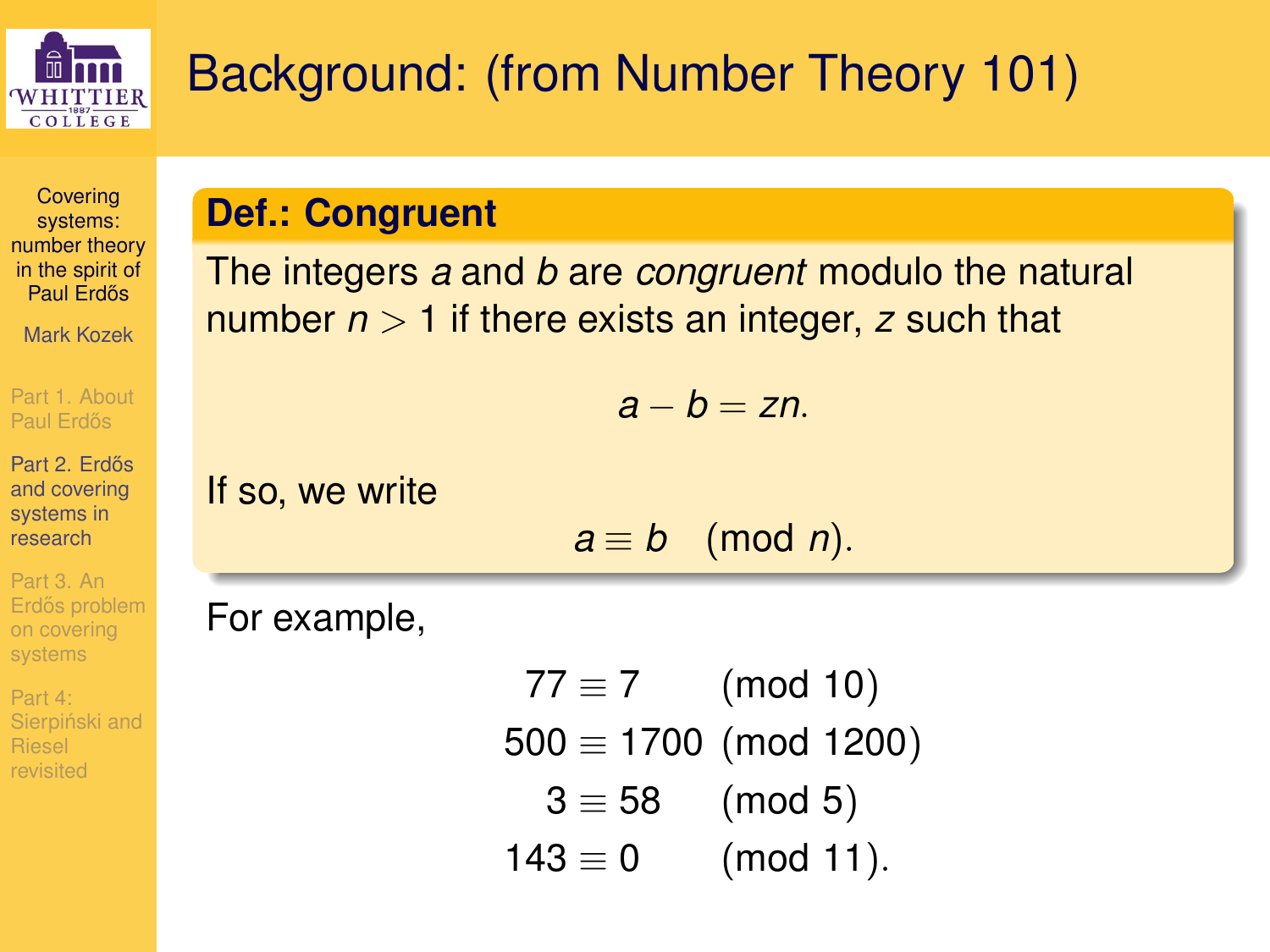# Background: (from Number Theory 101)

**Def.: Congruent**

The integers $a$ and $b$ are *congruent* modulo the natural number $n > 1$ if there exists an integer, $z$ such that

$$a - b = zn.$$

If so, we write

$$a \equiv b \pmod{n}.$$

For example,

$$\begin{aligned}
77 &\equiv 7 && \pmod{10} \\
500 &\equiv 1700 && \pmod{1200} \\
3 &\equiv 58 && \pmod{5} \\
143 &\equiv 0 && \pmod{11}.
\end{aligned}$$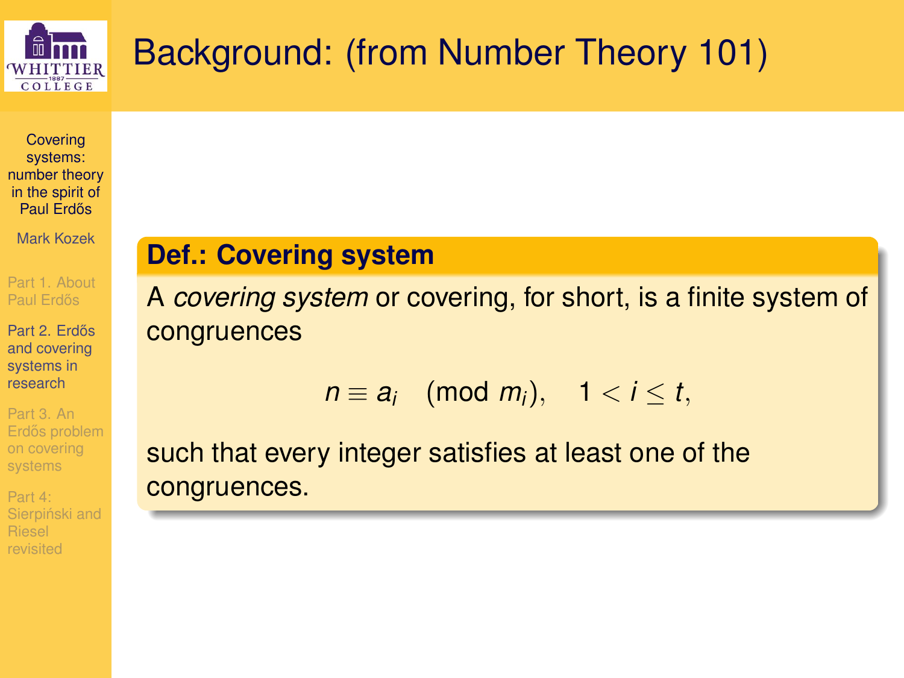# Background: (from Number Theory 101)

**Def.: Covering system**

A *covering system* or covering, for short, is a finite system of congruences

$$n \equiv a_i \pmod{m_i}, \quad 1 < i \leq t,$$

such that every integer satisfies at least one of the congruences.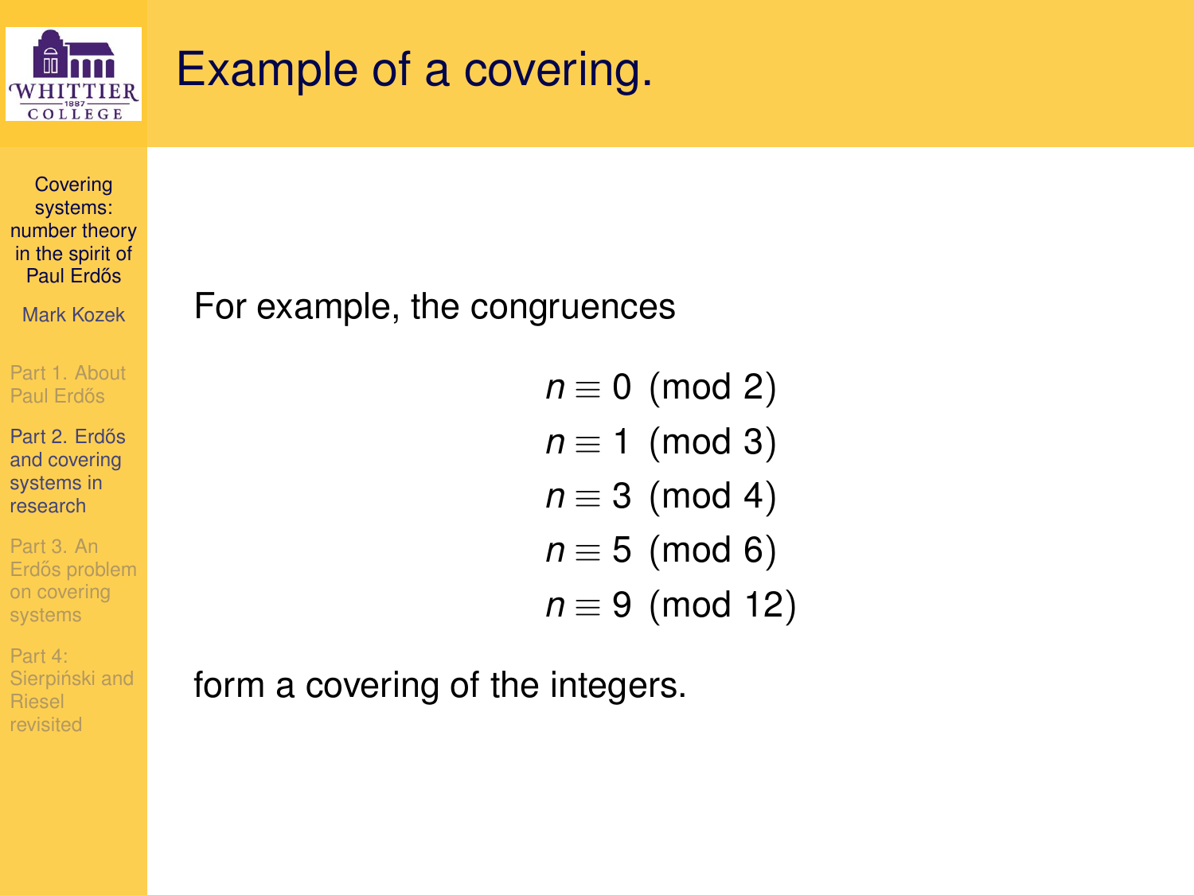# Example of a covering.

For example, the congruences

$$
\begin{aligned}
n &\equiv 0 \pmod{2} \\
n &\equiv 1 \pmod{3} \\
n &\equiv 3 \pmod{4} \\
n &\equiv 5 \pmod{6} \\
n &\equiv 9 \pmod{12}
\end{aligned}
$$

form a covering of the integers.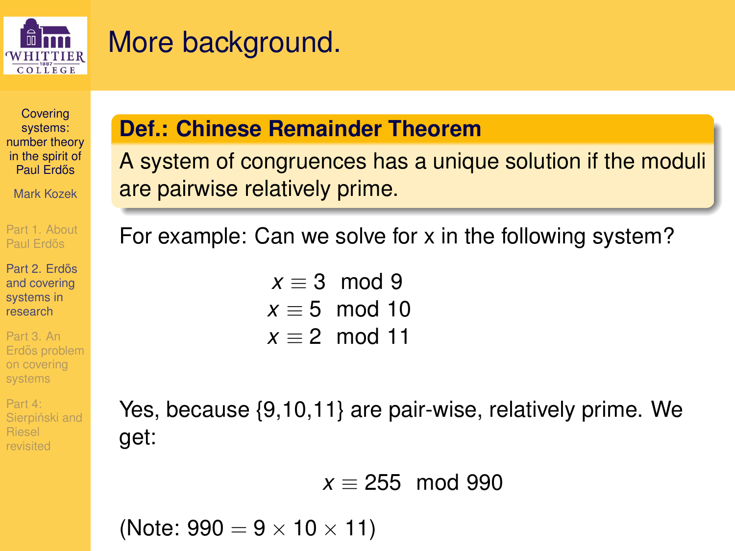# More background.

**Def.: Chinese Remainder Theorem**

A system of congruences has a unique solution if the moduli are pairwise relatively prime.

For example: Can we solve for x in the following system?

$$
\begin{aligned}
x &\equiv 3 \mod 9 \\
x &\equiv 5 \mod 10 \\
x &\equiv 2 \mod 11
\end{aligned}
$$

Yes, because {9,10,11} are pair-wise, relatively prime. We get:

$$x \equiv 255 \mod 990$$

(Note: $990 = 9 \times 10 \times 11$)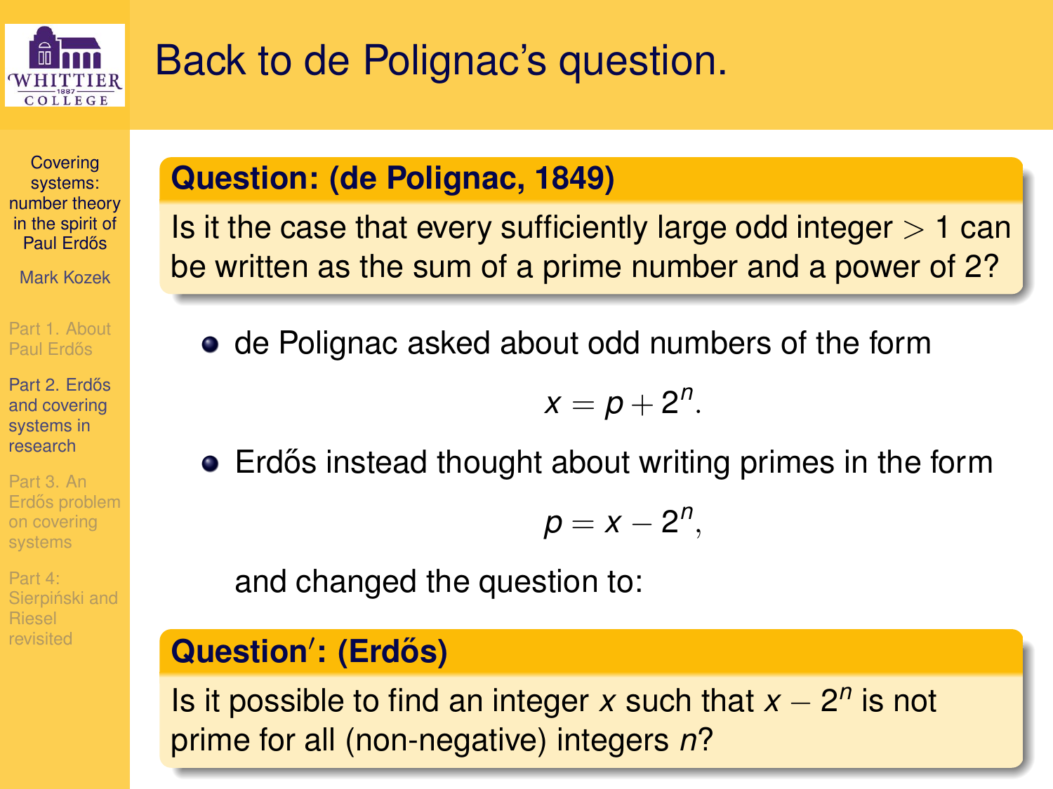# Back to de Polignac's question.

**Question: (de Polignac, 1849)**

Is it the case that every sufficiently large odd integer $> 1$ can be written as the sum of a prime number and a power of 2?

- de Polignac asked about odd numbers of the form

$$x = p + 2^n.$$

- Erdős instead thought about writing primes in the form

$$p = x - 2^n,$$

and changed the question to:

**Question′: (Erdős)**

Is it possible to find an integer $x$ such that $x - 2^n$ is not prime for all (non-negative) integers $n$?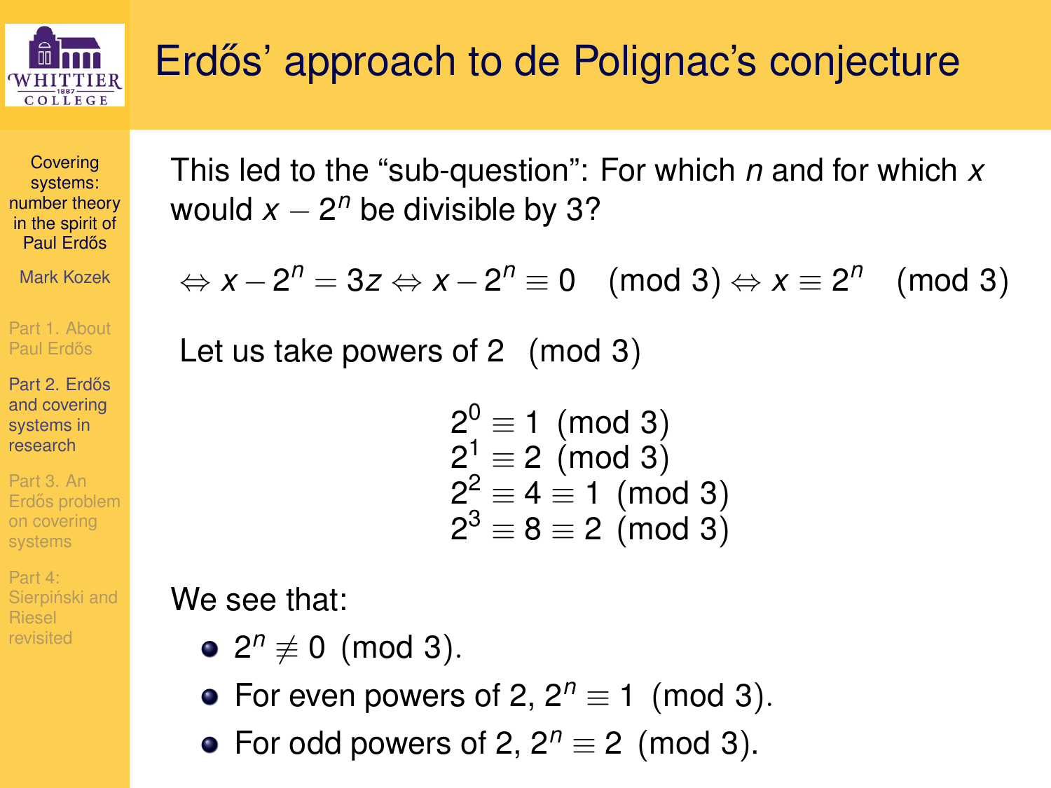# Erdős' approach to de Polignac's conjecture

This led to the "sub-question": For which $n$ and for which $x$ would $x - 2^n$ be divisible by 3?

$$\Leftrightarrow x - 2^n = 3z \Leftrightarrow x - 2^n \equiv 0 \pmod{3} \Leftrightarrow x \equiv 2^n \pmod{3}$$

Let us take powers of 2 (mod 3)

$$2^0 \equiv 1 \pmod{3}$$
$$2^1 \equiv 2 \pmod{3}$$
$$2^2 \equiv 4 \equiv 1 \pmod{3}$$
$$2^3 \equiv 8 \equiv 2 \pmod{3}$$

We see that:

- $2^n \not\equiv 0 \pmod{3}$.
- For even powers of 2, $2^n \equiv 1 \pmod{3}$.
- For odd powers of 2, $2^n \equiv 2 \pmod{3}$.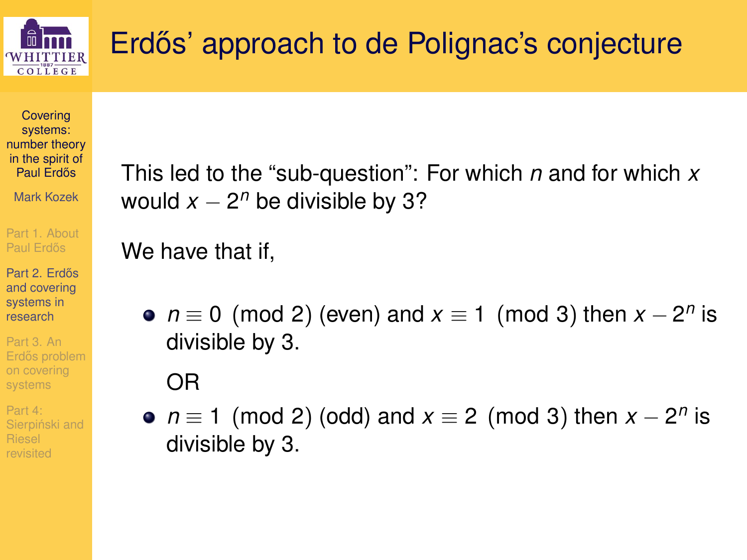# Erdős' approach to de Polignac's conjecture

This led to the "sub-question": For which $n$ and for which $x$ would $x - 2^n$ be divisible by 3?

We have that if,

- $n \equiv 0 \pmod{2}$ (even) and $x \equiv 1 \pmod{3}$ then $x - 2^n$ is divisible by 3.

  OR

- $n \equiv 1 \pmod{2}$ (odd) and $x \equiv 2 \pmod{3}$ then $x - 2^n$ is divisible by 3.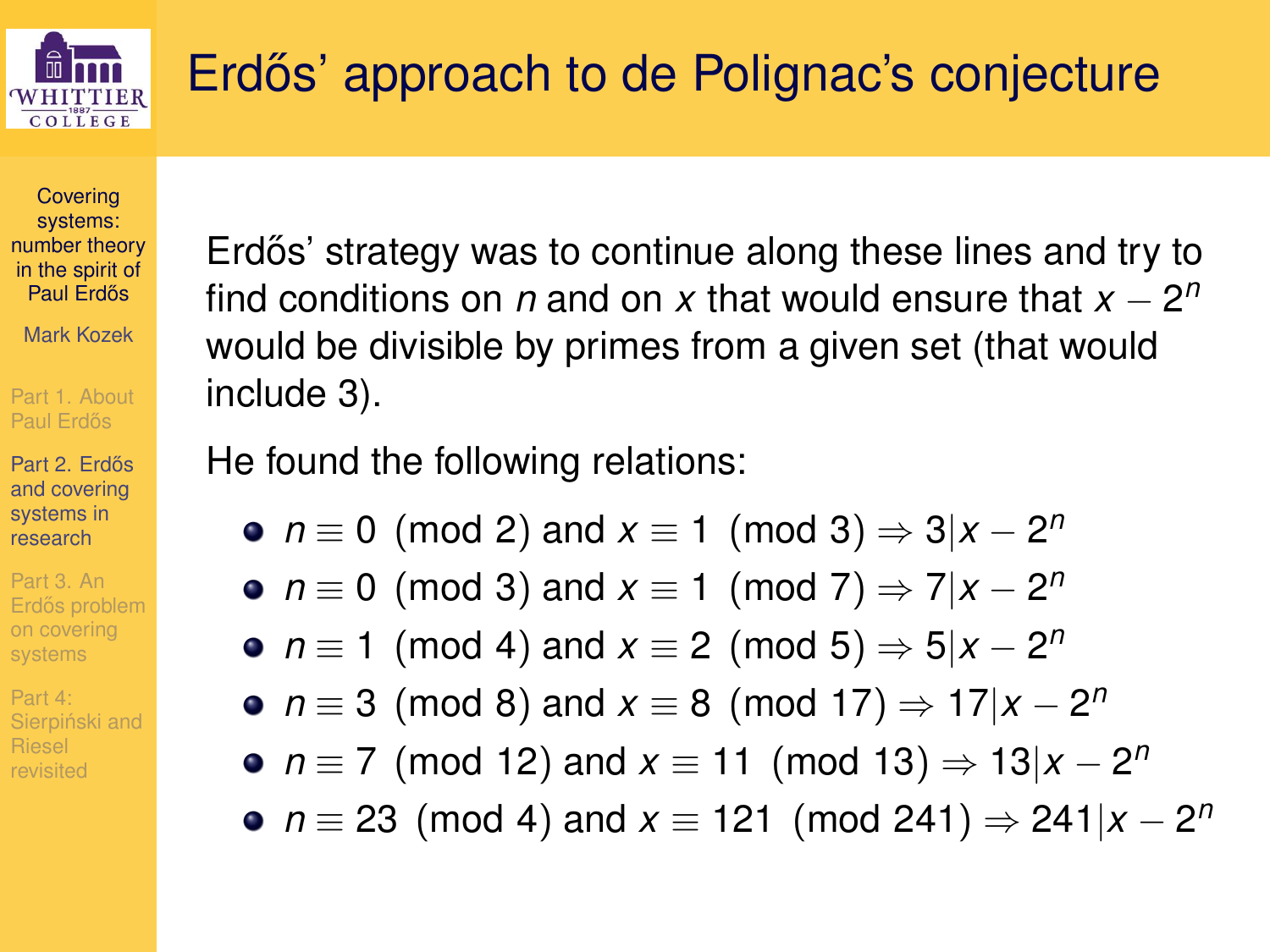# Erdős' approach to de Polignac's conjecture

Erdős' strategy was to continue along these lines and try to find conditions on $n$ and on $x$ that would ensure that $x - 2^n$ would be divisible by primes from a given set (that would include 3).

He found the following relations:

- $n \equiv 0 \pmod{2}$ and $x \equiv 1 \pmod{3} \Rightarrow 3 | x - 2^n$
- $n \equiv 0 \pmod{3}$ and $x \equiv 1 \pmod{7} \Rightarrow 7 | x - 2^n$
- $n \equiv 1 \pmod{4}$ and $x \equiv 2 \pmod{5} \Rightarrow 5 | x - 2^n$
- $n \equiv 3 \pmod{8}$ and $x \equiv 8 \pmod{17} \Rightarrow 17 | x - 2^n$
- $n \equiv 7 \pmod{12}$ and $x \equiv 11 \pmod{13} \Rightarrow 13 | x - 2^n$
- $n \equiv 23 \pmod{4}$ and $x \equiv 121 \pmod{241} \Rightarrow 241 | x - 2^n$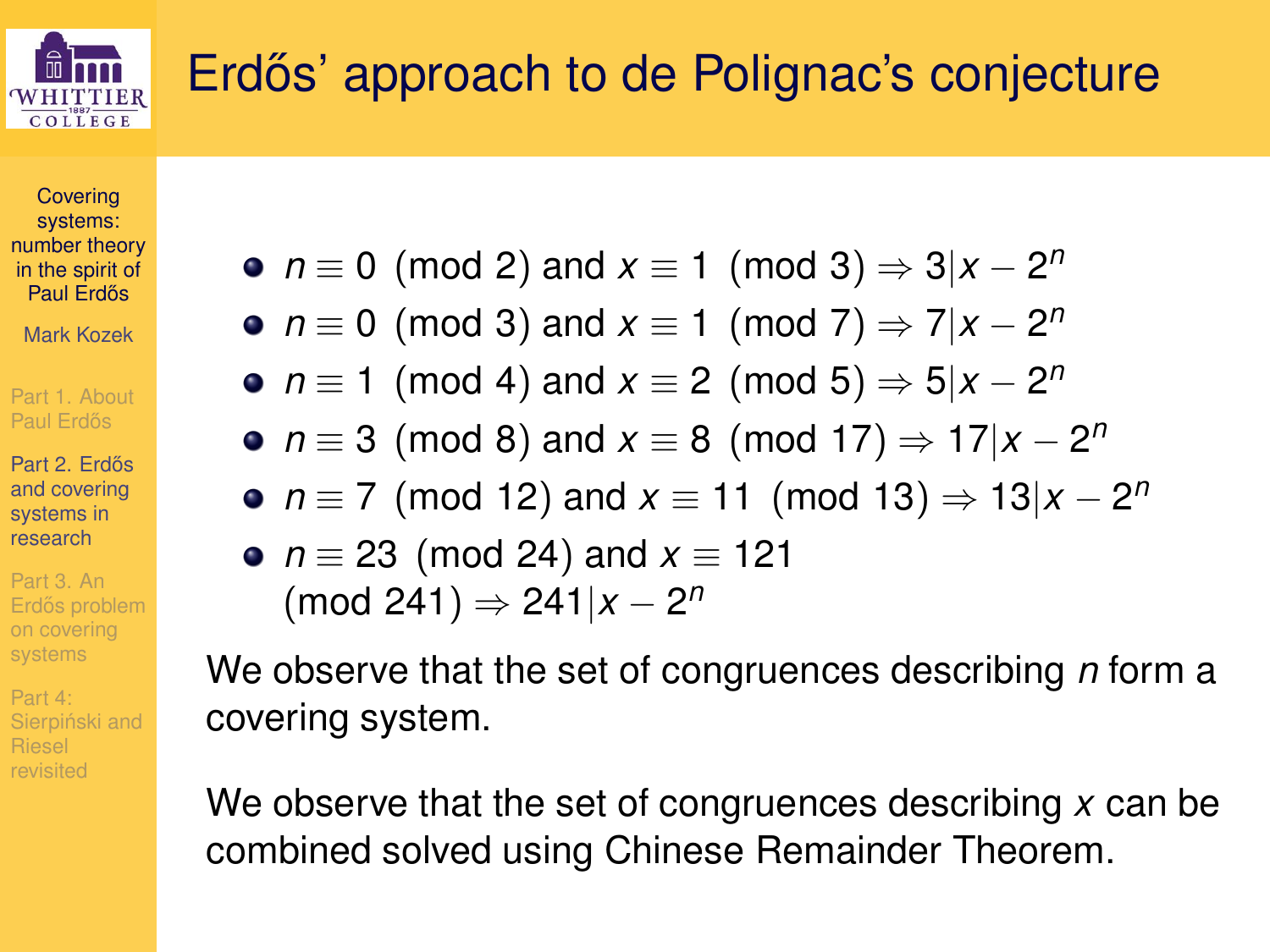# Erdős' approach to de Polignac's conjecture

- $n \equiv 0 \pmod{2}$ and $x \equiv 1 \pmod{3} \Rightarrow 3 | x - 2^n$
- $n \equiv 0 \pmod{3}$ and $x \equiv 1 \pmod{7} \Rightarrow 7 | x - 2^n$
- $n \equiv 1 \pmod{4}$ and $x \equiv 2 \pmod{5} \Rightarrow 5 | x - 2^n$
- $n \equiv 3 \pmod{8}$ and $x \equiv 8 \pmod{17} \Rightarrow 17 | x - 2^n$
- $n \equiv 7 \pmod{12}$ and $x \equiv 11 \pmod{13} \Rightarrow 13 | x - 2^n$
- $n \equiv 23 \pmod{24}$ and $x \equiv 121 \pmod{241} \Rightarrow 241 | x - 2^n$

We observe that the set of congruences describing $n$ form a covering system.

We observe that the set of congruences describing $x$ can be combined solved using Chinese Remainder Theorem.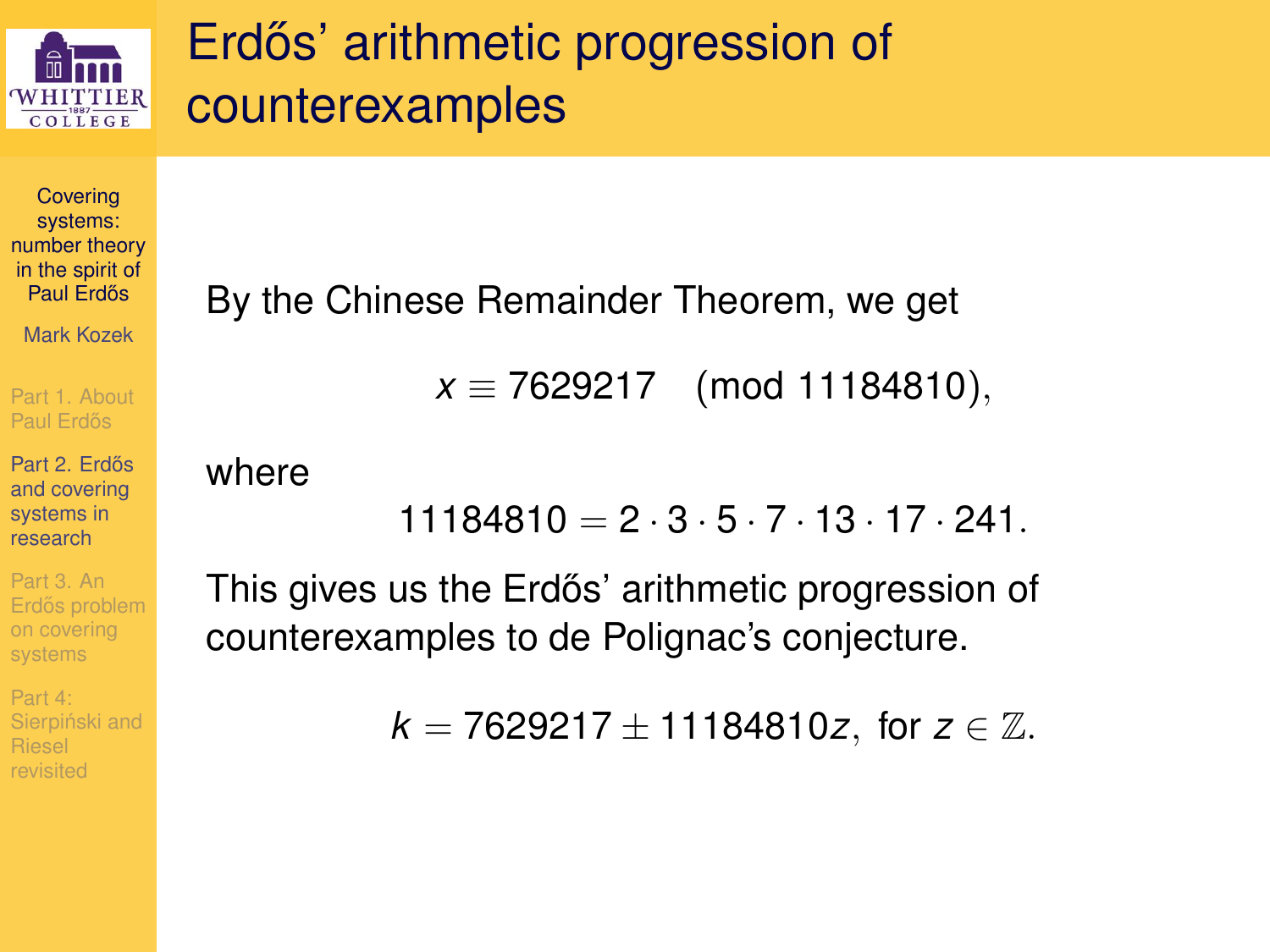# Erdős' arithmetic progression of counterexamples

By the Chinese Remainder Theorem, we get

$$x \equiv 7629217 \pmod{11184810},$$

where

$$11184810 = 2 \cdot 3 \cdot 5 \cdot 7 \cdot 13 \cdot 17 \cdot 241.$$

This gives us the Erdős' arithmetic progression of counterexamples to de Polignac's conjecture.

$$k = 7629217 \pm 11184810z, \text{ for } z \in \mathbb{Z}.$$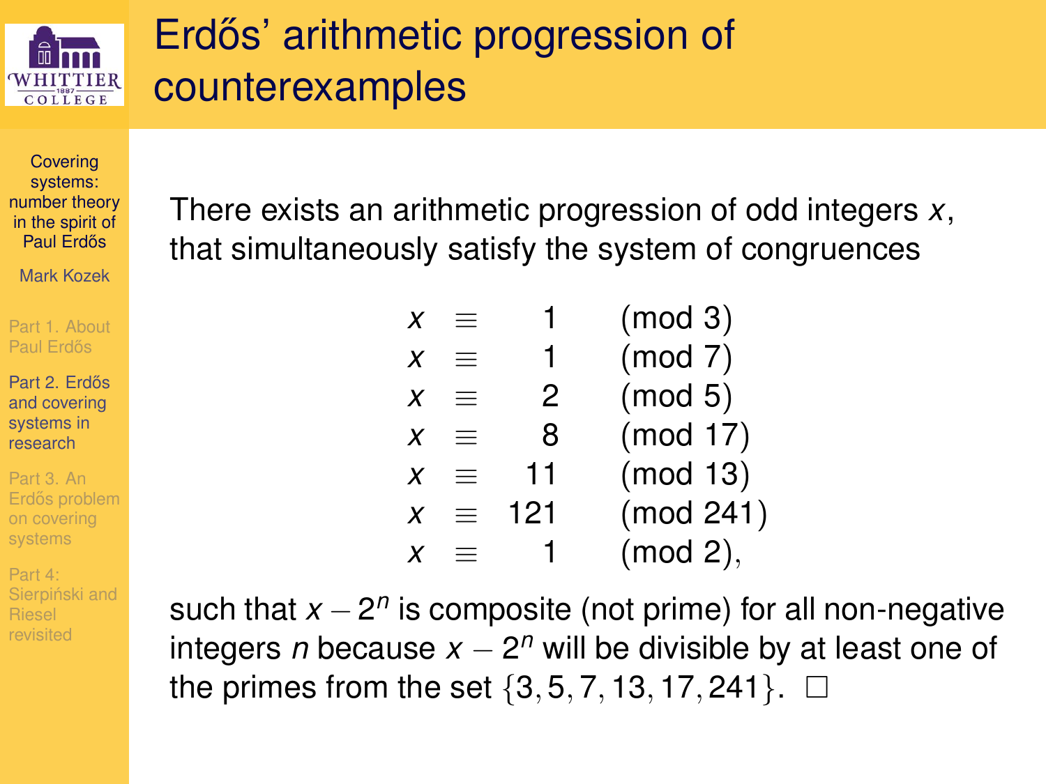# Erdős' arithmetic progression of counterexamples

There exists an arithmetic progression of odd integers $x$, that simultaneously satisfy the system of congruences

$$
\begin{aligned}
x &\equiv 1 \pmod{3} \\
x &\equiv 1 \pmod{7} \\
x &\equiv 2 \pmod{5} \\
x &\equiv 8 \pmod{17} \\
x &\equiv 11 \pmod{13} \\
x &\equiv 121 \pmod{241} \\
x &\equiv 1 \pmod{2},
\end{aligned}
$$

such that $x - 2^n$ is composite (not prime) for all non-negative integers $n$ because $x - 2^n$ will be divisible by at least one of the primes from the set $\{3, 5, 7, 13, 17, 241\}$. $\square$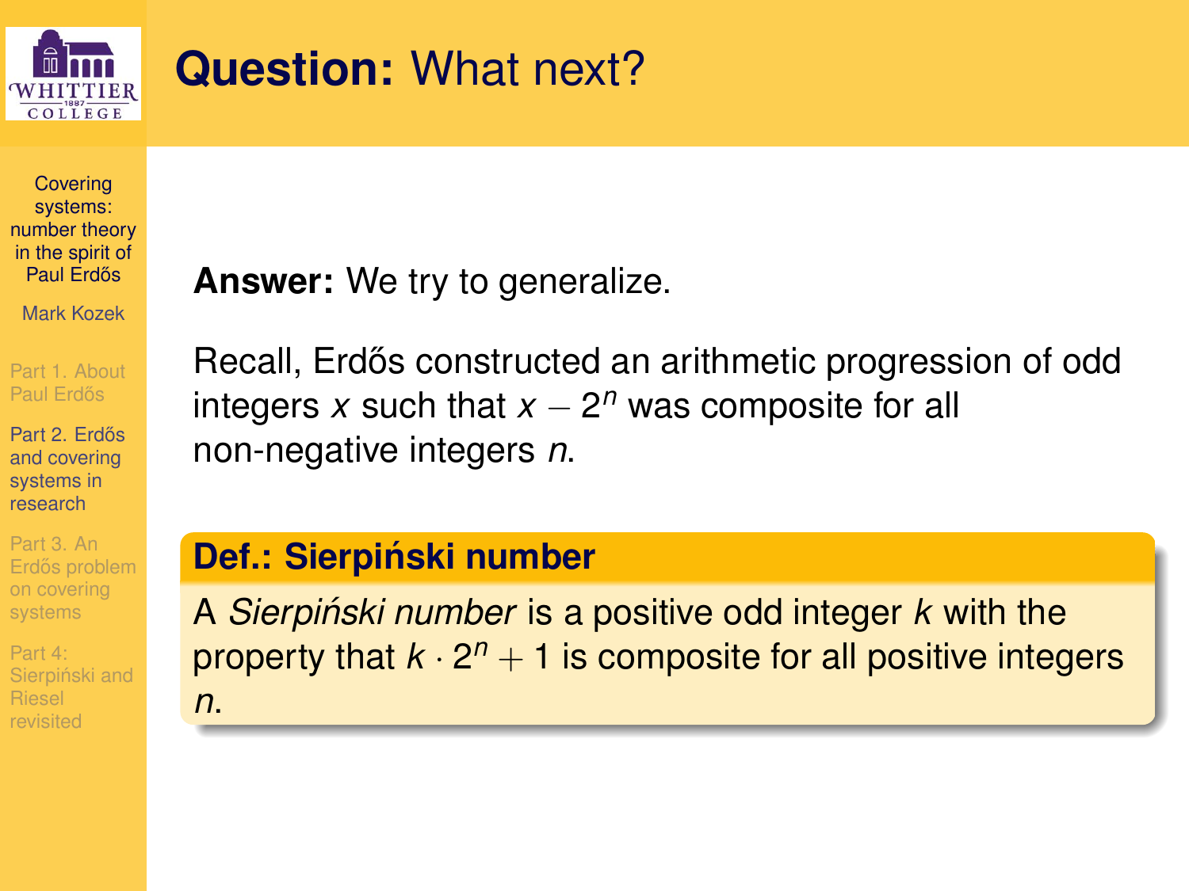# **Question:** What next?

**Answer:** We try to generalize.

Recall, Erdős constructed an arithmetic progression of odd integers $x$ such that $x - 2^n$ was composite for all non-negative integers $n$.

### Def.: Sierpiński number

A *Sierpiński number* is a positive odd integer $k$ with the property that $k \cdot 2^n + 1$ is composite for all positive integers $n$.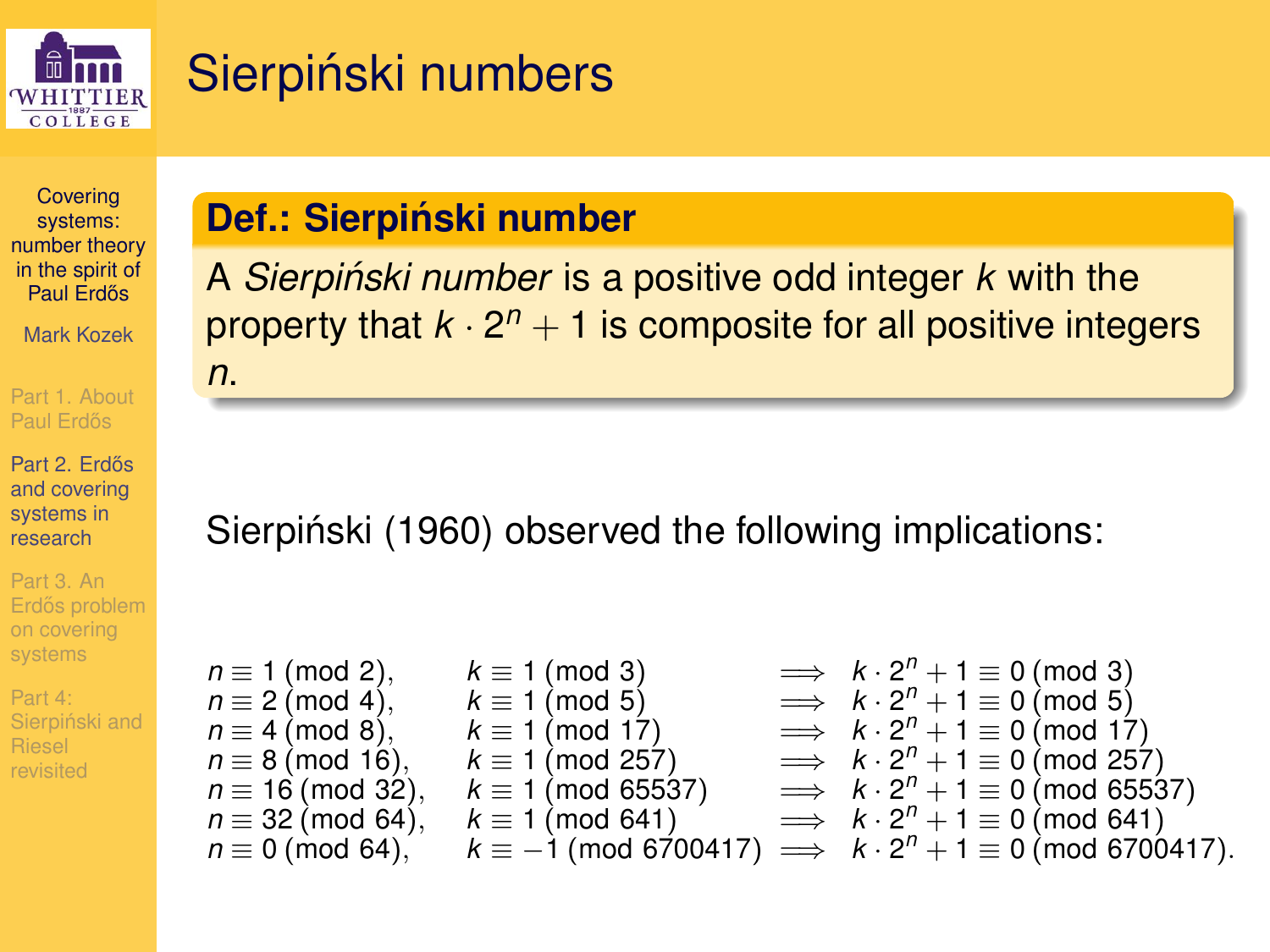# Sierpiński numbers

**Def.: Sierpiński number**

A *Sierpiński number* is a positive odd integer $k$ with the property that $k \cdot 2^n + 1$ is composite for all positive integers $n$.

Sierpiński (1960) observed the following implications:

$$
\begin{array}{lll}
n \equiv 1 \pmod{2}, & k \equiv 1 \pmod{3} & \Longrightarrow \; k \cdot 2^n + 1 \equiv 0 \pmod{3} \\
n \equiv 2 \pmod{4}, & k \equiv 1 \pmod{5} & \Longrightarrow \; k \cdot 2^n + 1 \equiv 0 \pmod{5} \\
n \equiv 4 \pmod{8}, & k \equiv 1 \pmod{17} & \Longrightarrow \; k \cdot 2^n + 1 \equiv 0 \pmod{17} \\
n \equiv 8 \pmod{16}, & k \equiv 1 \pmod{257} & \Longrightarrow \; k \cdot 2^n + 1 \equiv 0 \pmod{257} \\
n \equiv 16 \pmod{32}, & k \equiv 1 \pmod{65537} & \Longrightarrow \; k \cdot 2^n + 1 \equiv 0 \pmod{65537} \\
n \equiv 32 \pmod{64}, & k \equiv 1 \pmod{641} & \Longrightarrow \; k \cdot 2^n + 1 \equiv 0 \pmod{641} \\
n \equiv 0 \pmod{64}, & k \equiv -1 \pmod{6700417} & \Longrightarrow \; k \cdot 2^n + 1 \equiv 0 \pmod{6700417}.
\end{array}
$$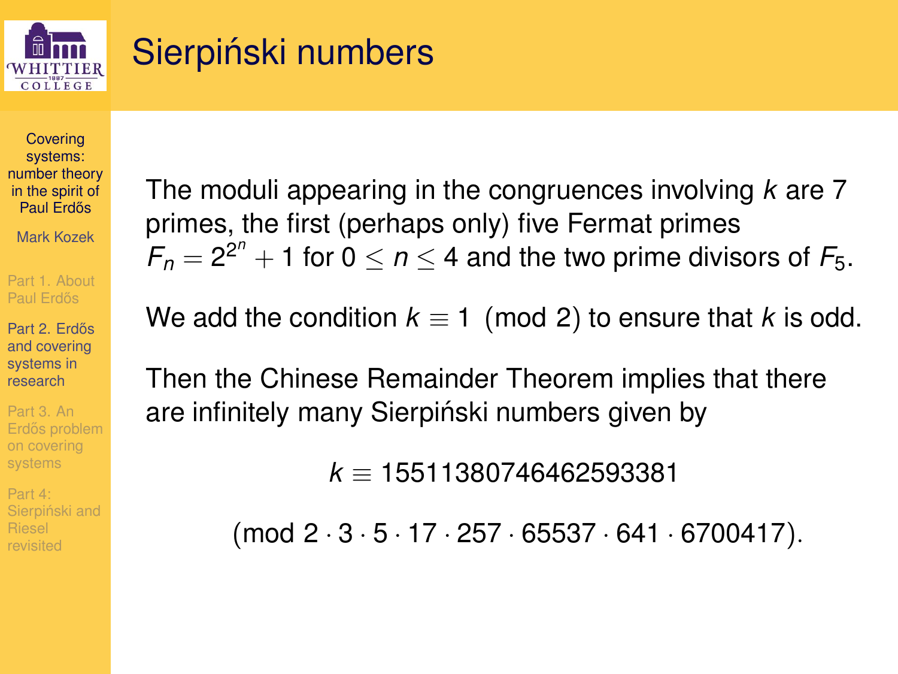# Sierpiński numbers

The moduli appearing in the congruences involving $k$ are 7 primes, the first (perhaps only) five Fermat primes $F_n = 2^{2^n} + 1$ for $0 \leq n \leq 4$ and the two prime divisors of $F_5$.

We add the condition $k \equiv 1 \pmod{2}$ to ensure that $k$ is odd.

Then the Chinese Remainder Theorem implies that there are infinitely many Sierpiński numbers given by

$$k \equiv 15511380746462593381$$

$$(\text{mod } 2 \cdot 3 \cdot 5 \cdot 17 \cdot 257 \cdot 65537 \cdot 641 \cdot 6700417).$$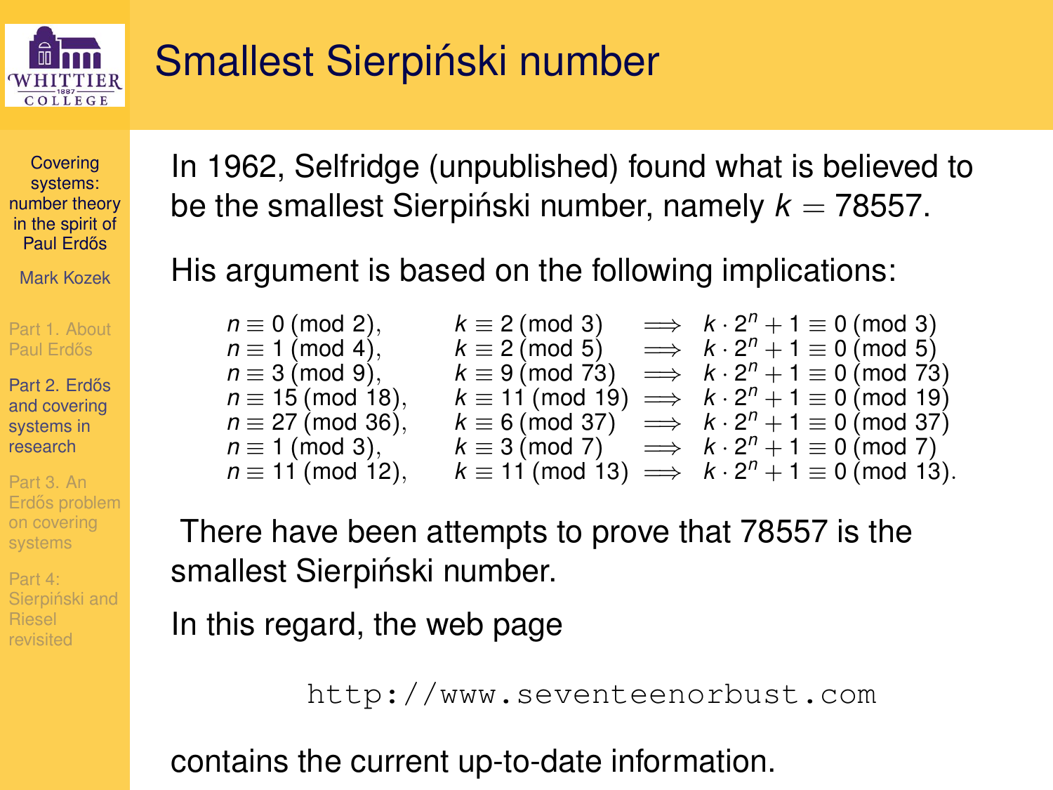# Smallest Sierpiński number

In 1962, Selfridge (unpublished) found what is believed to be the smallest Sierpiński number, namely $k = 78557$.

His argument is based on the following implications:

$$
\begin{array}{lll}
n \equiv 0 \pmod{2}, & k \equiv 2 \pmod{3} & \implies k \cdot 2^n + 1 \equiv 0 \pmod{3} \\
n \equiv 1 \pmod{4}, & k \equiv 2 \pmod{5} & \implies k \cdot 2^n + 1 \equiv 0 \pmod{5} \\
n \equiv 3 \pmod{9}, & k \equiv 9 \pmod{73} & \implies k \cdot 2^n + 1 \equiv 0 \pmod{73} \\
n \equiv 15 \pmod{18}, & k \equiv 11 \pmod{19} & \implies k \cdot 2^n + 1 \equiv 0 \pmod{19} \\
n \equiv 27 \pmod{36}, & k \equiv 6 \pmod{37} & \implies k \cdot 2^n + 1 \equiv 0 \pmod{37} \\
n \equiv 1 \pmod{3}, & k \equiv 3 \pmod{7} & \implies k \cdot 2^n + 1 \equiv 0 \pmod{7} \\
n \equiv 11 \pmod{12}, & k \equiv 11 \pmod{13} & \implies k \cdot 2^n + 1 \equiv 0 \pmod{13}.
\end{array}
$$

There have been attempts to prove that 78557 is the smallest Sierpiński number.

In this regard, the web page

```
http://www.seventeenorbust.com
```

contains the current up-to-date information.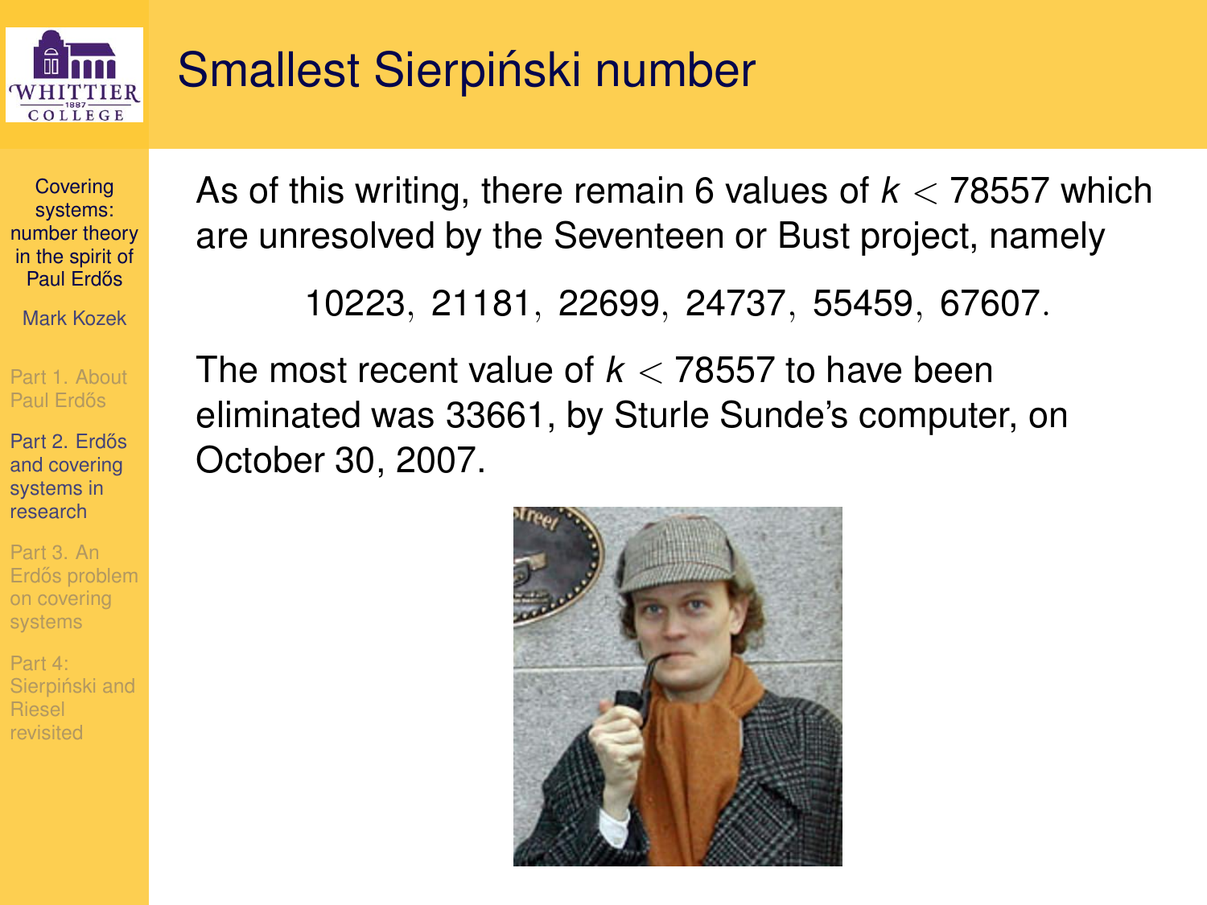# Smallest Sierpiński number

As of this writing, there remain 6 values of $k < 78557$ which are unresolved by the Seventeen or Bust project, namely

$$10223,\ 21181,\ 22699,\ 24737,\ 55459,\ 67607.$$

The most recent value of $k < 78557$ to have been eliminated was 33661, by Sturle Sunde's computer, on October 30, 2007.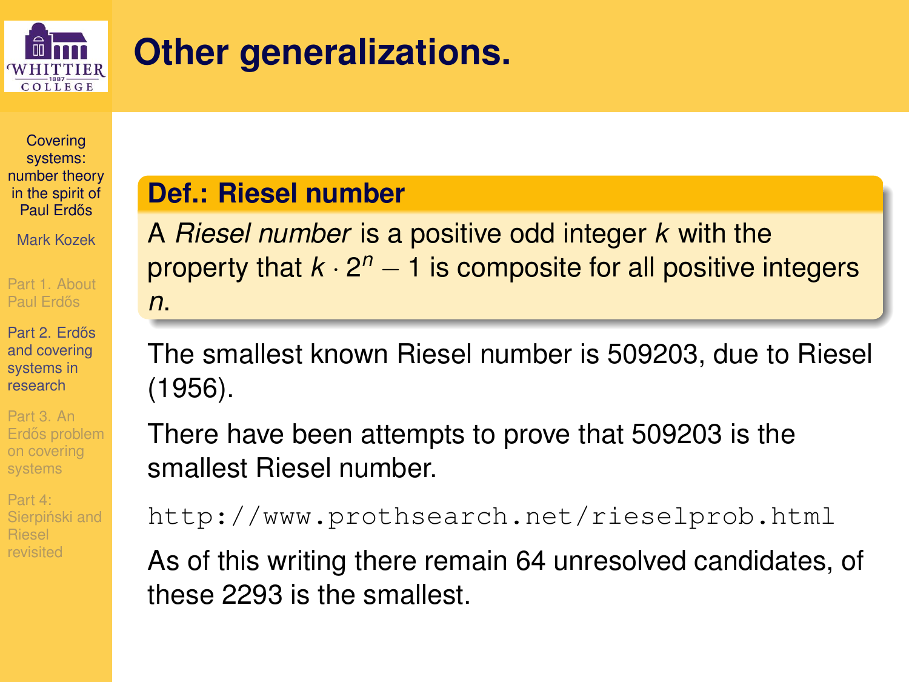# Other generalizations.

**Def.: Riesel number**

A *Riesel number* is a positive odd integer $k$ with the property that $k \cdot 2^n - 1$ is composite for all positive integers $n$.

The smallest known Riesel number is 509203, due to Riesel (1956).

There have been attempts to prove that 509203 is the smallest Riesel number.

`http://www.prothsearch.net/rieselprob.html`

As of this writing there remain 64 unresolved candidates, of these 2293 is the smallest.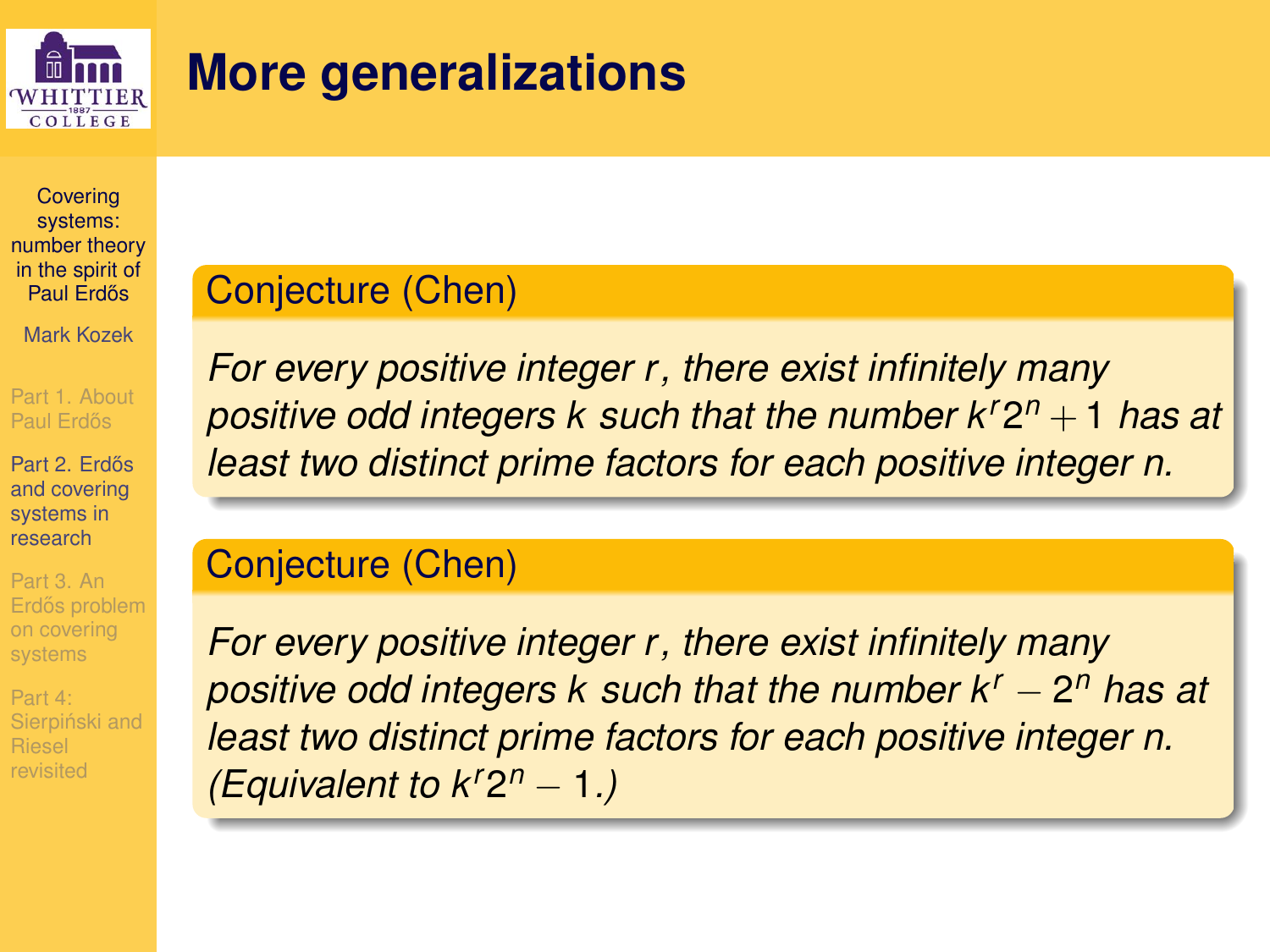# More generalizations

**Conjecture (Chen)**

*For every positive integer $r$, there exist infinitely many positive odd integers $k$ such that the number $k^r 2^n + 1$ has at least two distinct prime factors for each positive integer $n$.*

**Conjecture (Chen)**

*For every positive integer $r$, there exist infinitely many positive odd integers $k$ such that the number $k^r - 2^n$ has at least two distinct prime factors for each positive integer $n$. (Equivalent to $k^r 2^n - 1$.)*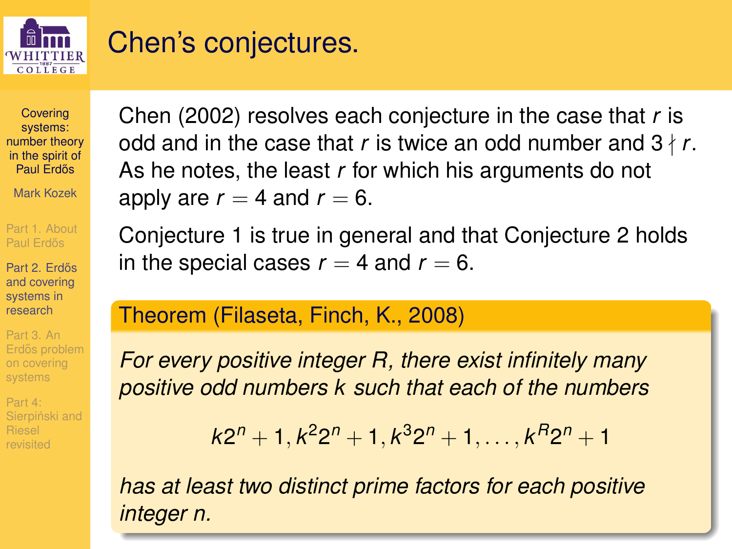# Chen's conjectures.

Chen (2002) resolves each conjecture in the case that $r$ is odd and in the case that $r$ is twice an odd number and $3 \nmid r$. As he notes, the least $r$ for which his arguments do not apply are $r = 4$ and $r = 6$.

Conjecture 1 is true in general and that Conjecture 2 holds in the special cases $r = 4$ and $r = 6$.

**Theorem (Filaseta, Finch, K., 2008)**

*For every positive integer $R$, there exist infinitely many positive odd numbers $k$ such that each of the numbers*

$$k2^n + 1, k^2 2^n + 1, k^3 2^n + 1, \ldots, k^R 2^n + 1$$

*has at least two distinct prime factors for each positive integer $n$.*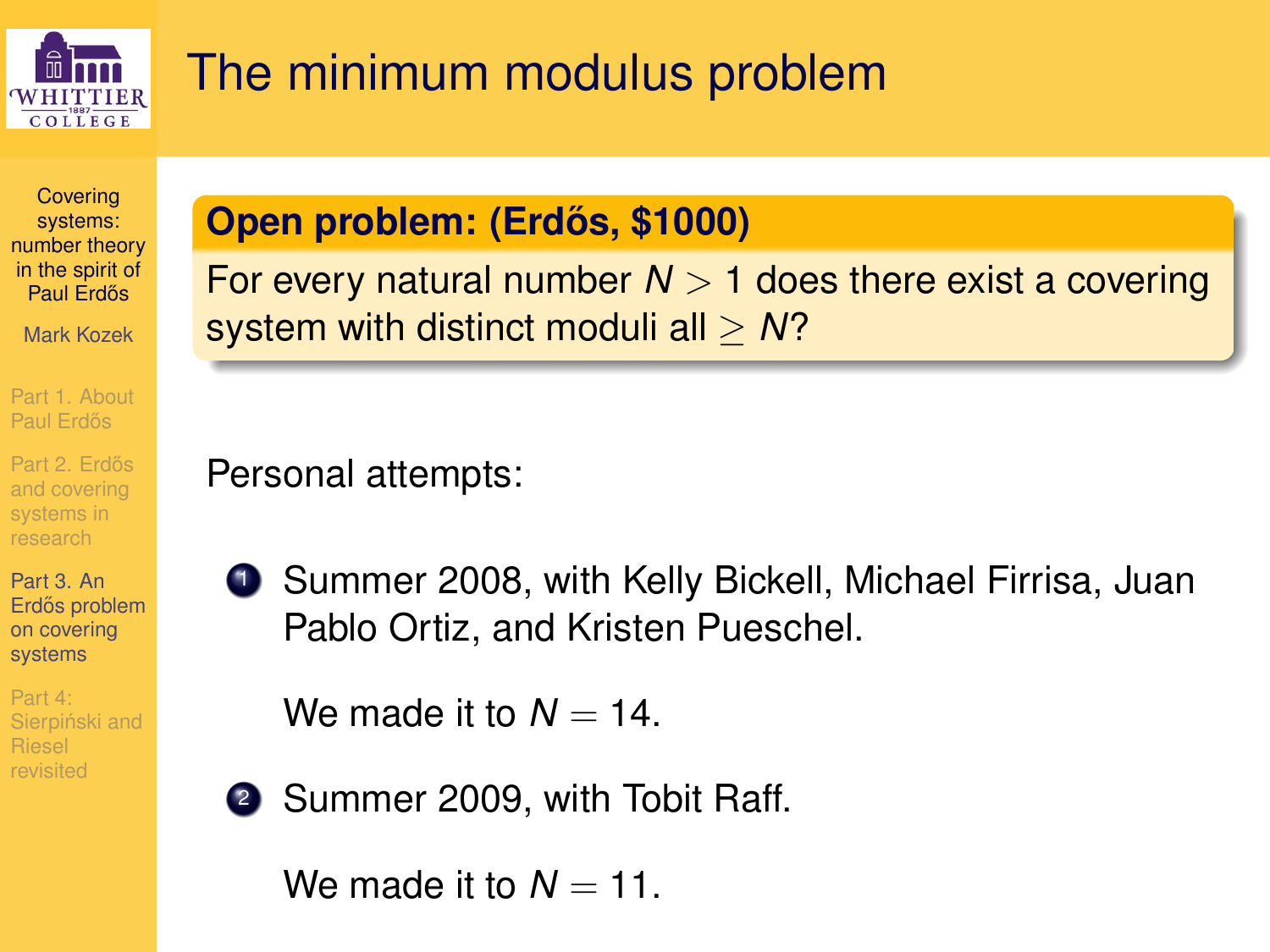# The minimum modulus problem

**Open problem: (Erdős, $1000)**

For every natural number $N > 1$ does there exist a covering system with distinct moduli all $\geq N$?

Personal attempts:

1. Summer 2008, with Kelly Bickell, Michael Firrisa, Juan Pablo Ortiz, and Kristen Pueschel.

   We made it to $N = 14$.

2. Summer 2009, with Tobit Raff.

   We made it to $N = 11$.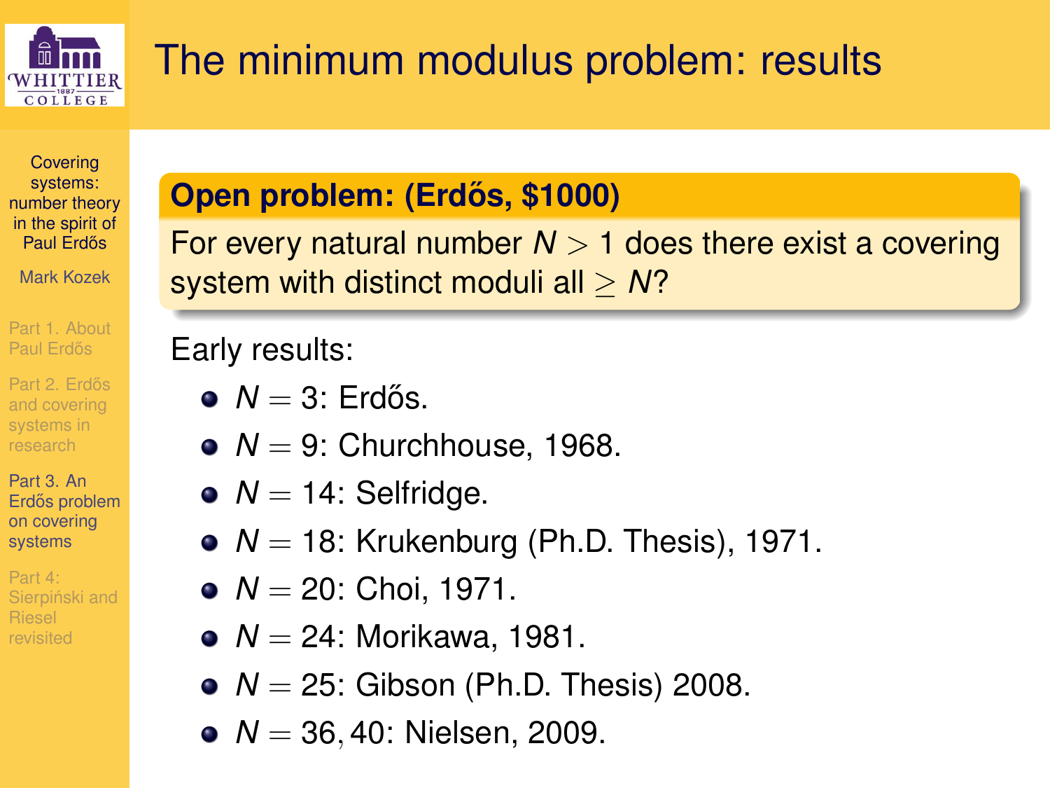# The minimum modulus problem: results

**Open problem: (Erdős, $1000)**

For every natural number $N > 1$ does there exist a covering system with distinct moduli all $\geq N$?

Early results:

- $N = 3$: Erdős.
- $N = 9$: Churchhouse, 1968.
- $N = 14$: Selfridge.
- $N = 18$: Krukenburg (Ph.D. Thesis), 1971.
- $N = 20$: Choi, 1971.
- $N = 24$: Morikawa, 1981.
- $N = 25$: Gibson (Ph.D. Thesis) 2008.
- $N = 36, 40$: Nielsen, 2009.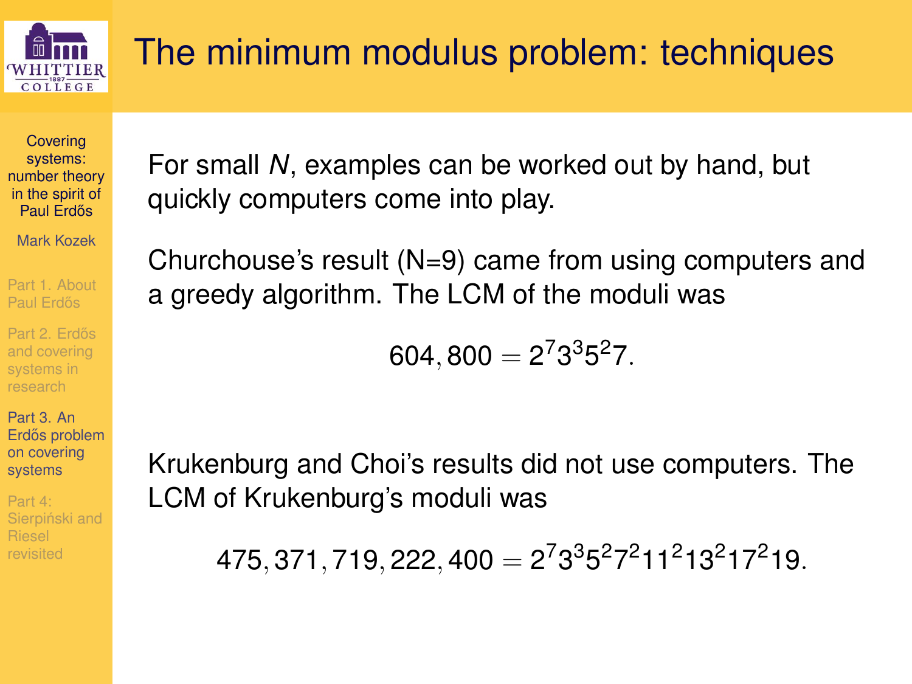# The minimum modulus problem: techniques

For small $N$, examples can be worked out by hand, but quickly computers come into play.

Churchouse's result (N=9) came from using computers and a greedy algorithm. The LCM of the moduli was

$$604,800 = 2^7 3^3 5^2 7.$$

Krukenburg and Choi's results did not use computers. The LCM of Krukenburg's moduli was

$$475,371,719,222,400 = 2^7 3^3 5^2 7^2 11^2 13^2 17^2 19.$$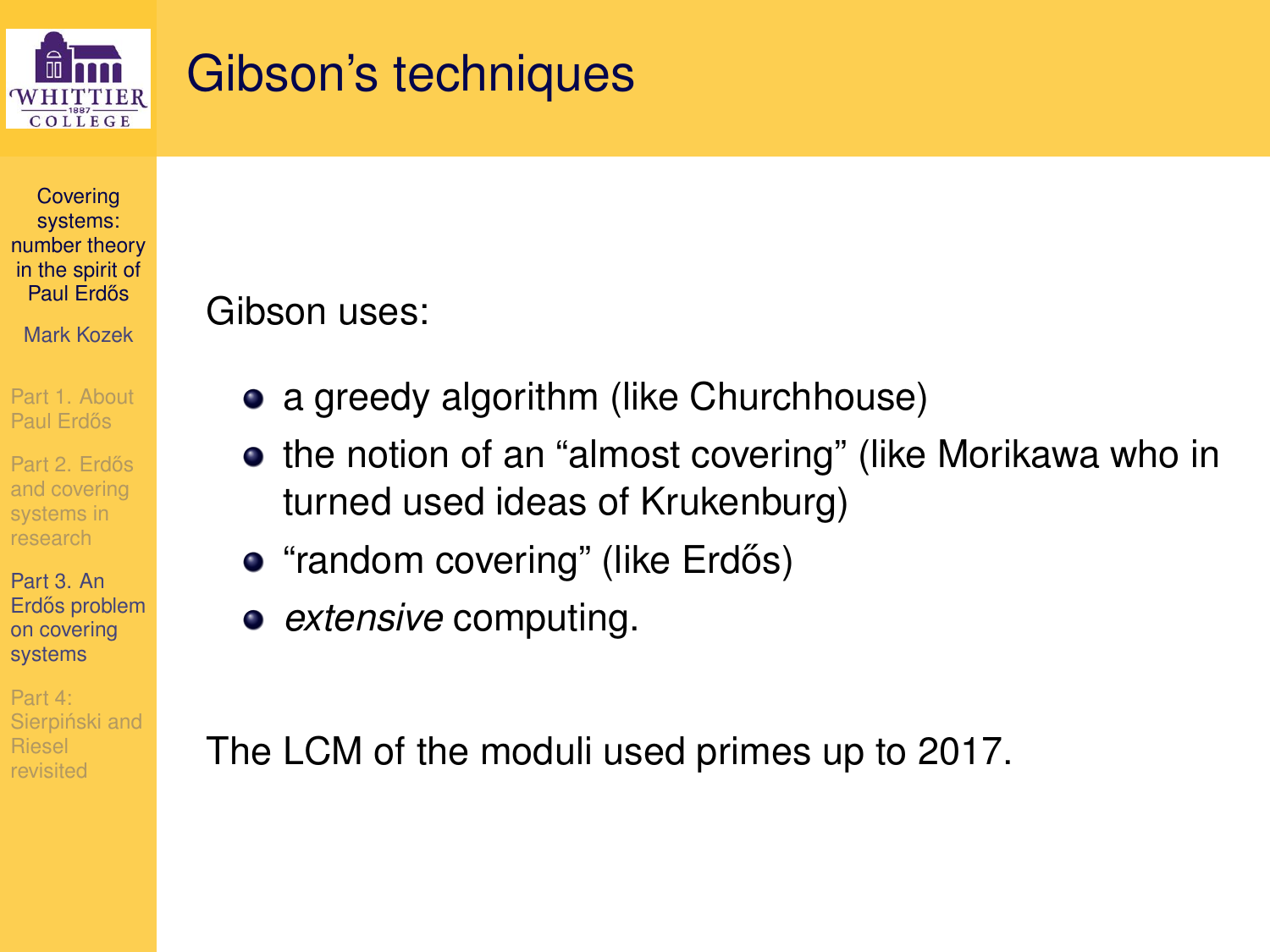# Gibson's techniques

Gibson uses:

- a greedy algorithm (like Churchhouse)
- the notion of an "almost covering" (like Morikawa who in turned used ideas of Krukenburg)
- "random covering" (like Erdős)
- *extensive* computing.

The LCM of the moduli used primes up to 2017.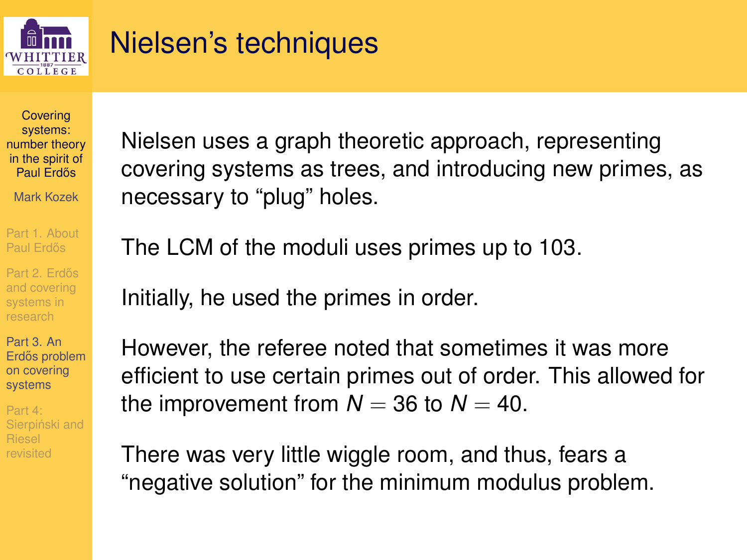# Nielsen's techniques

Nielsen uses a graph theoretic approach, representing covering systems as trees, and introducing new primes, as necessary to "plug" holes.

The LCM of the moduli uses primes up to 103.

Initially, he used the primes in order.

However, the referee noted that sometimes it was more efficient to use certain primes out of order. This allowed for the improvement from $N = 36$ to $N = 40$.

There was very little wiggle room, and thus, fears a "negative solution" for the minimum modulus problem.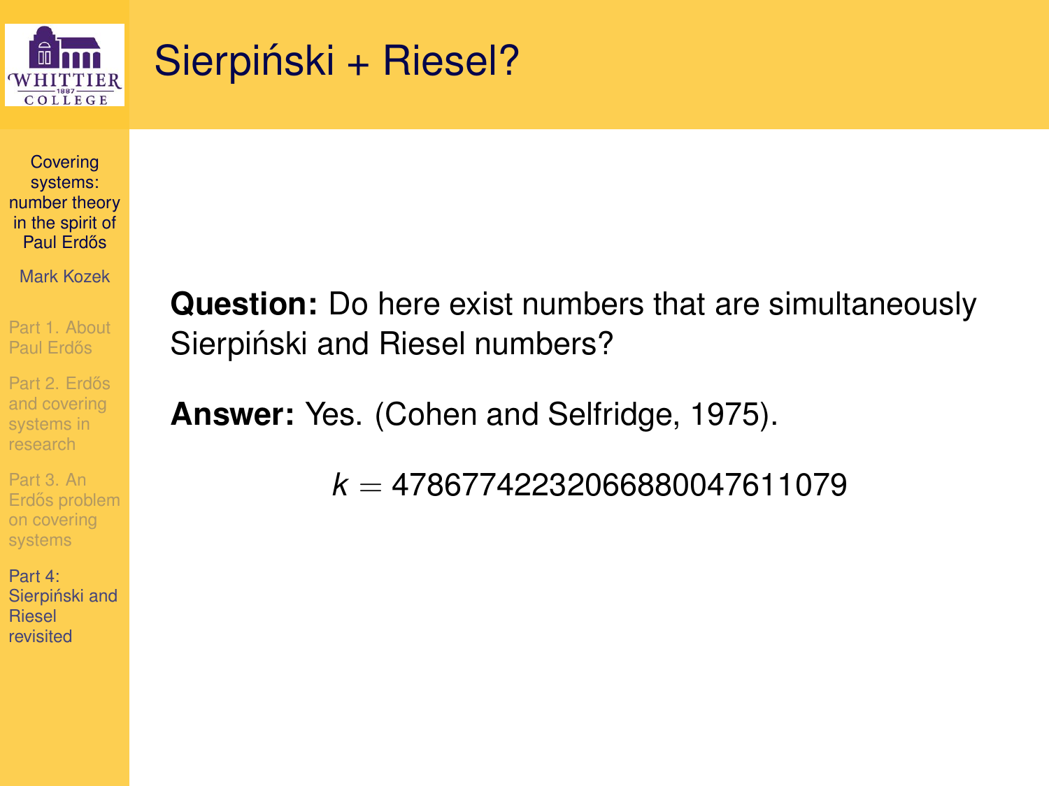# Sierpiński + Riesel?

**Question:** Do here exist numbers that are simultaneously Sierpiński and Riesel numbers?

**Answer:** Yes. (Cohen and Selfridge, 1975).

$$k = 47867742232066880047611079$$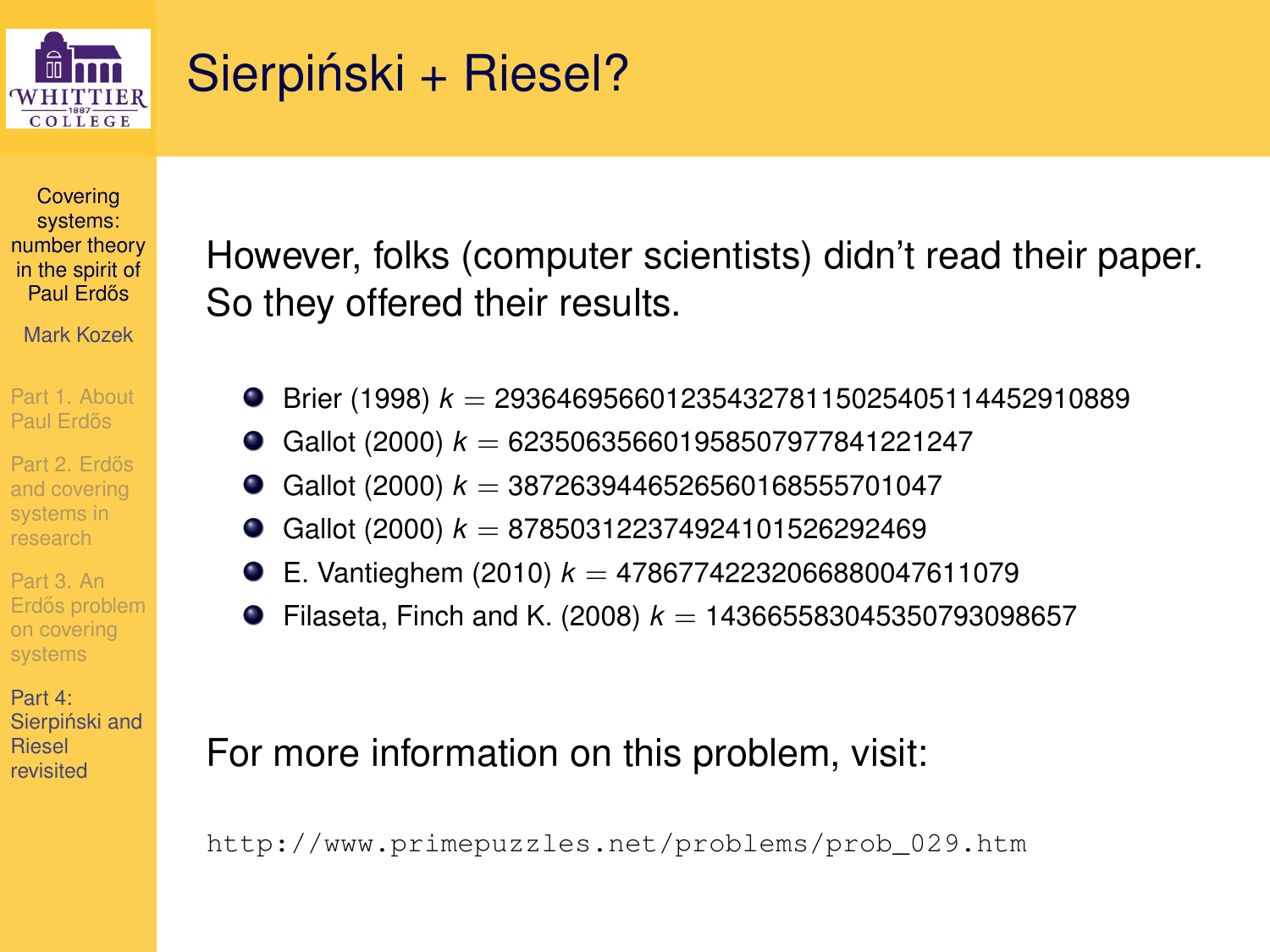# Sierpiński + Riesel?

However, folks (computer scientists) didn't read their paper. So they offered their results.

- Brier (1998) $k = 29364695660123543278115025405114452910889$
- Gallot (2000) $k = 623506356601958507977841221247$
- Gallot (2000) $k = 3872639446526560168555701047$
- Gallot (2000) $k = 878503122374924101526292469$
- E. Vantieghem (2010) $k = 47867742232066880047611079$
- Filaseta, Finch and K. (2008) $k = 143665583045350793098657$

For more information on this problem, visit:

```
http://www.primepuzzles.net/problems/prob_029.htm
```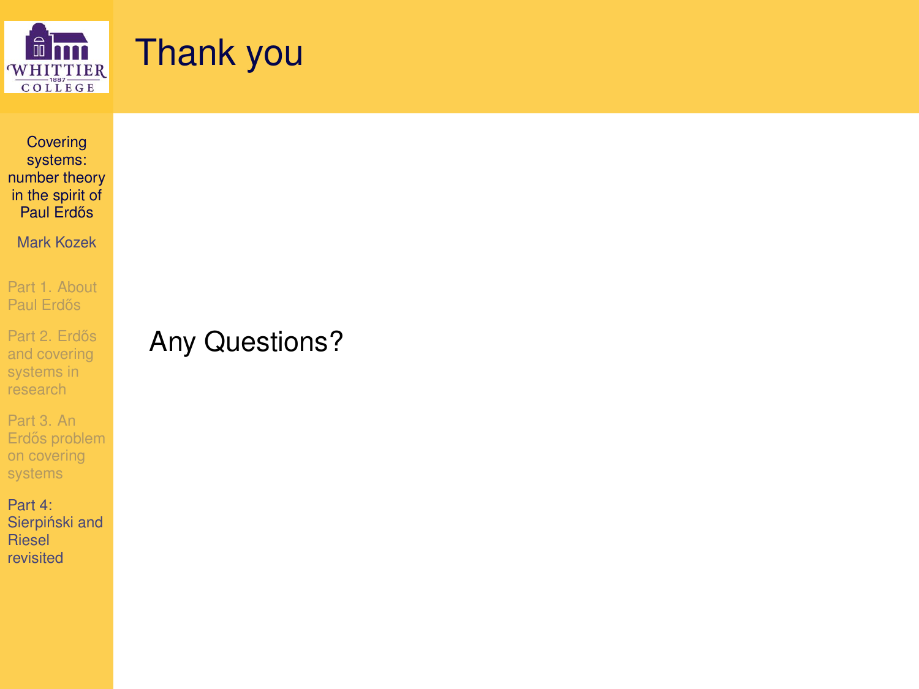# Thank you

Any Questions?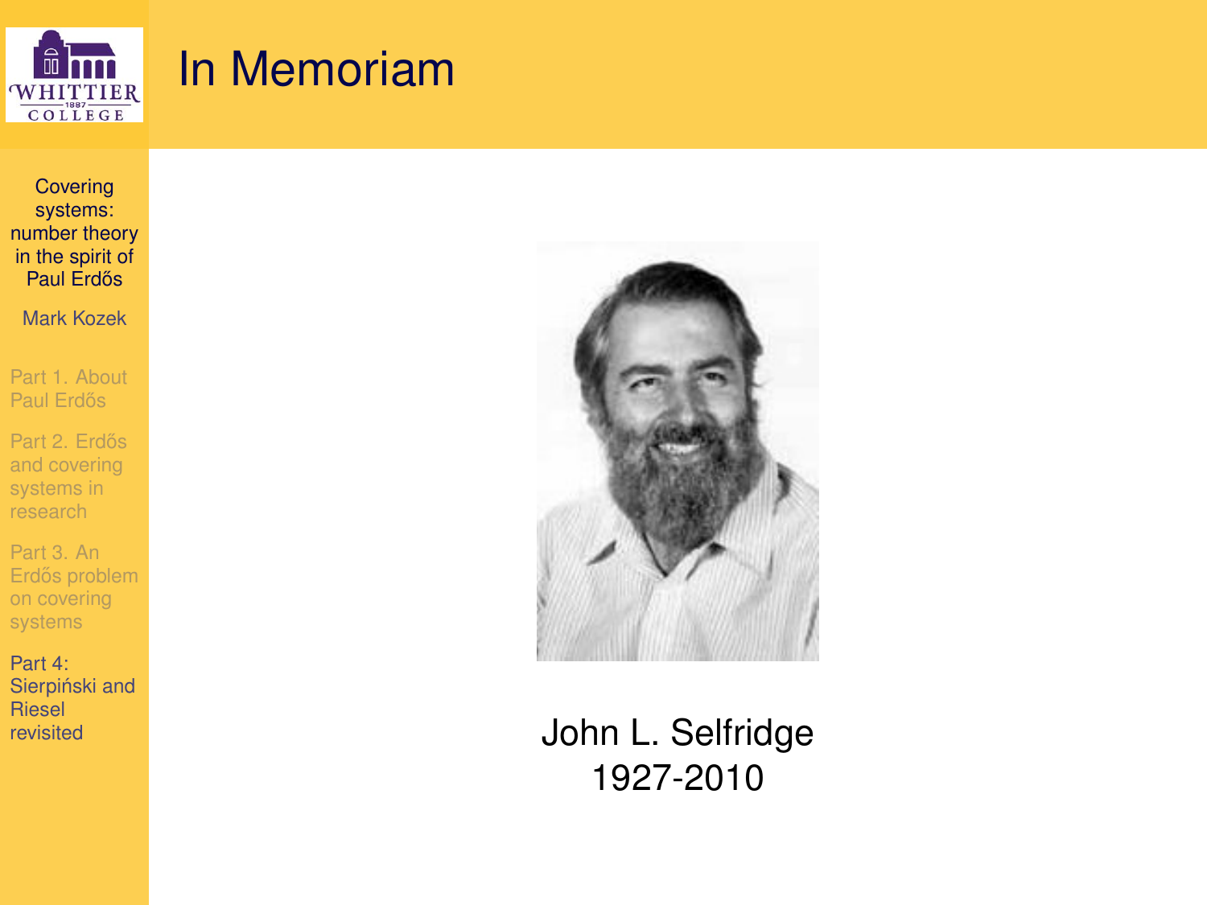# In Memoriam

John L. Selfridge
1927-2010